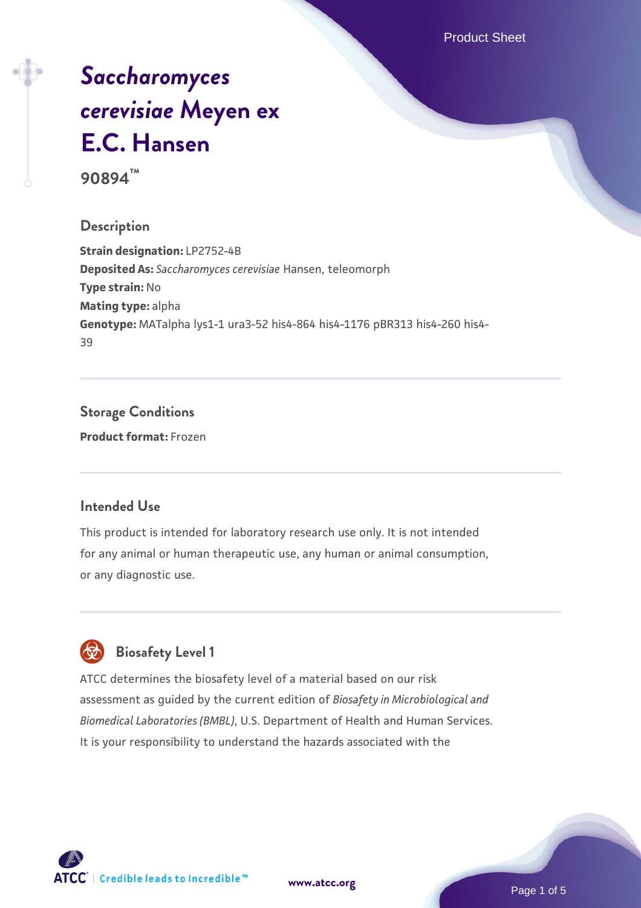# *Saccharomyces cerevisiae* Meyen ex E.C. Hansen

**90894™**

## Description

**Strain designation:** LP2752-4B
**Deposited As:** *Saccharomyces cerevisiae* Hansen, teleomorph
**Type strain:** No
**Mating type:** alpha
**Genotype:** MATalpha lys1-1 ura3-52 his4-864 his4-1176 pBR313 his4-260 his4-39

## Storage Conditions

**Product format:** Frozen

## Intended Use

This product is intended for laboratory research use only. It is not intended for any animal or human therapeutic use, any human or animal consumption, or any diagnostic use.

## Biosafety Level 1

ATCC determines the biosafety level of a material based on our risk assessment as guided by the current edition of *Biosafety in Microbiological and Biomedical Laboratories (BMBL)*, U.S. Department of Health and Human Services. It is your responsibility to understand the hazards associated with the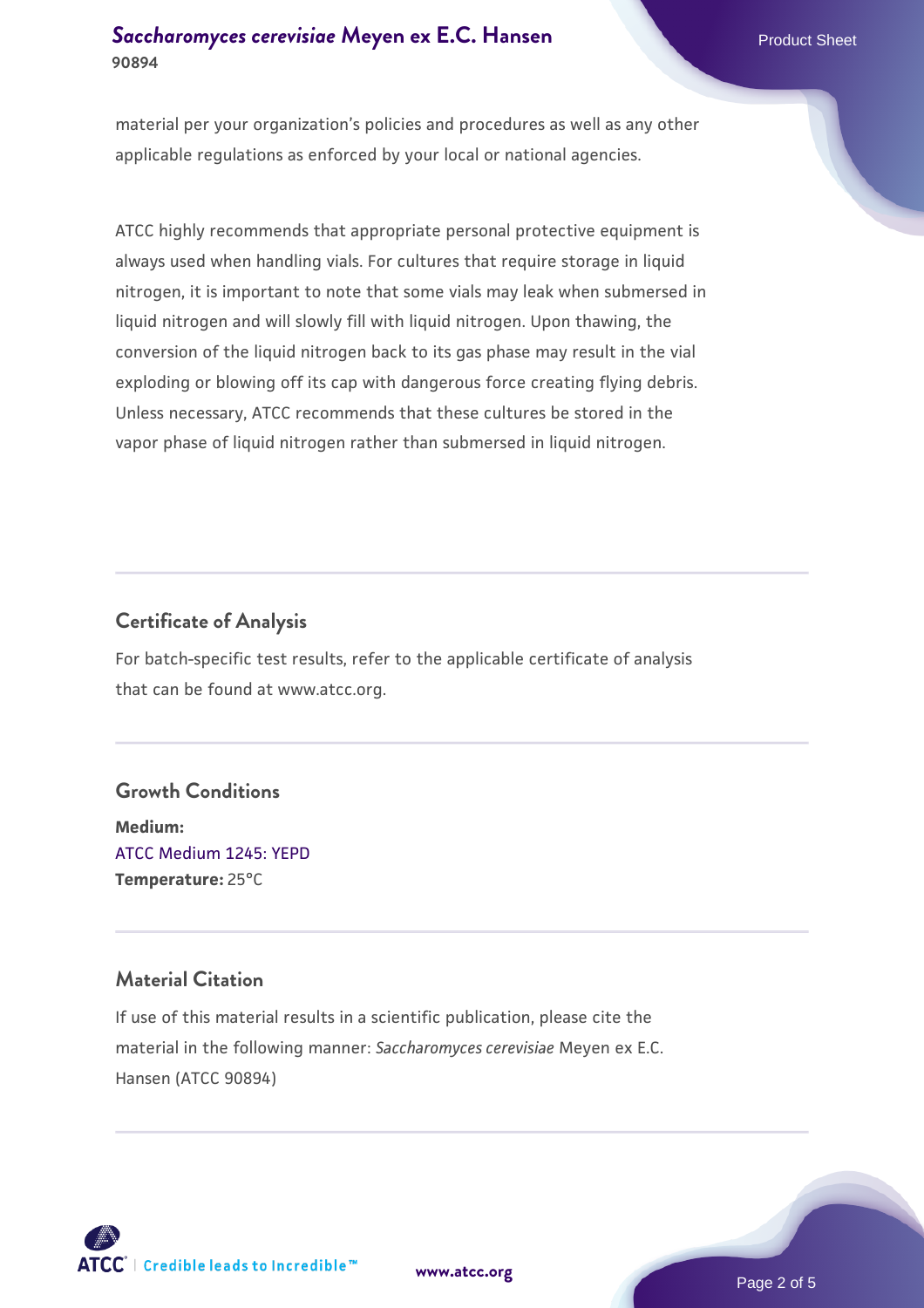material per your organization's policies and procedures as well as any other applicable regulations as enforced by your local or national agencies.

ATCC highly recommends that appropriate personal protective equipment is always used when handling vials. For cultures that require storage in liquid nitrogen, it is important to note that some vials may leak when submersed in liquid nitrogen and will slowly fill with liquid nitrogen. Upon thawing, the conversion of the liquid nitrogen back to its gas phase may result in the vial exploding or blowing off its cap with dangerous force creating flying debris. Unless necessary, ATCC recommends that these cultures be stored in the vapor phase of liquid nitrogen rather than submersed in liquid nitrogen.

## Certificate of Analysis

For batch-specific test results, refer to the applicable certificate of analysis that can be found at www.atcc.org.

## Growth Conditions

**Medium:**
ATCC Medium 1245: YEPD
**Temperature:** 25°C

## Material Citation

If use of this material results in a scientific publication, please cite the material in the following manner: *Saccharomyces cerevisiae* Meyen ex E.C. Hansen (ATCC 90894)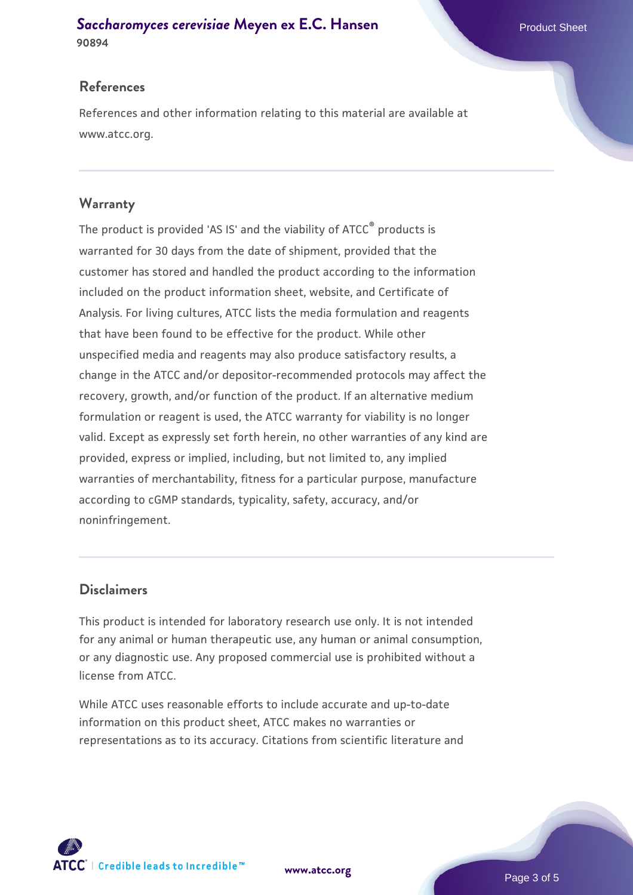## References

References and other information relating to this material are available at www.atcc.org.

## Warranty

The product is provided 'AS IS' and the viability of ATCC® products is warranted for 30 days from the date of shipment, provided that the customer has stored and handled the product according to the information included on the product information sheet, website, and Certificate of Analysis. For living cultures, ATCC lists the media formulation and reagents that have been found to be effective for the product. While other unspecified media and reagents may also produce satisfactory results, a change in the ATCC and/or depositor-recommended protocols may affect the recovery, growth, and/or function of the product. If an alternative medium formulation or reagent is used, the ATCC warranty for viability is no longer valid. Except as expressly set forth herein, no other warranties of any kind are provided, express or implied, including, but not limited to, any implied warranties of merchantability, fitness for a particular purpose, manufacture according to cGMP standards, typicality, safety, accuracy, and/or noninfringement.

## Disclaimers

This product is intended for laboratory research use only. It is not intended for any animal or human therapeutic use, any human or animal consumption, or any diagnostic use. Any proposed commercial use is prohibited without a license from ATCC.

While ATCC uses reasonable efforts to include accurate and up-to-date information on this product sheet, ATCC makes no warranties or representations as to its accuracy. Citations from scientific literature and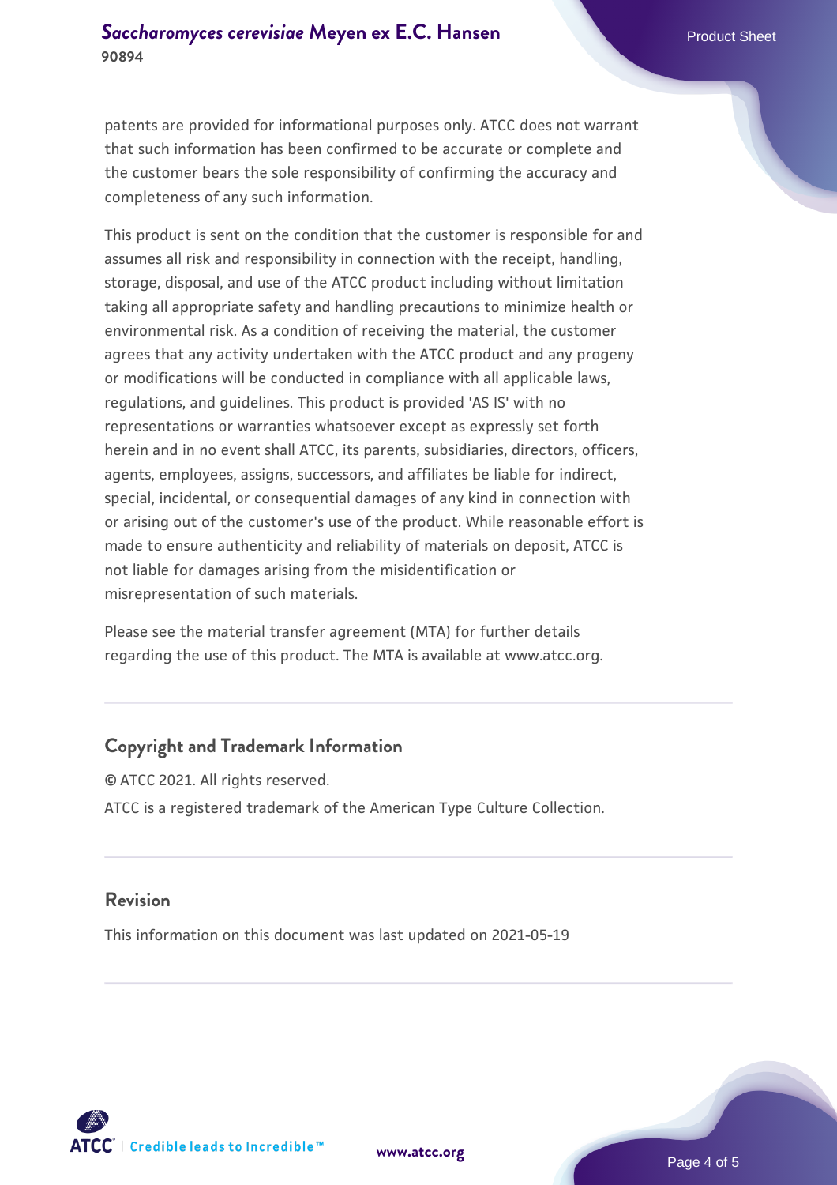patents are provided for informational purposes only. ATCC does not warrant that such information has been confirmed to be accurate or complete and the customer bears the sole responsibility of confirming the accuracy and completeness of any such information.

This product is sent on the condition that the customer is responsible for and assumes all risk and responsibility in connection with the receipt, handling, storage, disposal, and use of the ATCC product including without limitation taking all appropriate safety and handling precautions to minimize health or environmental risk. As a condition of receiving the material, the customer agrees that any activity undertaken with the ATCC product and any progeny or modifications will be conducted in compliance with all applicable laws, regulations, and guidelines. This product is provided 'AS IS' with no representations or warranties whatsoever except as expressly set forth herein and in no event shall ATCC, its parents, subsidiaries, directors, officers, agents, employees, assigns, successors, and affiliates be liable for indirect, special, incidental, or consequential damages of any kind in connection with or arising out of the customer's use of the product. While reasonable effort is made to ensure authenticity and reliability of materials on deposit, ATCC is not liable for damages arising from the misidentification or misrepresentation of such materials.

Please see the material transfer agreement (MTA) for further details regarding the use of this product. The MTA is available at www.atcc.org.

## Copyright and Trademark Information

© ATCC 2021. All rights reserved.

ATCC is a registered trademark of the American Type Culture Collection.

## Revision

This information on this document was last updated on 2021-05-19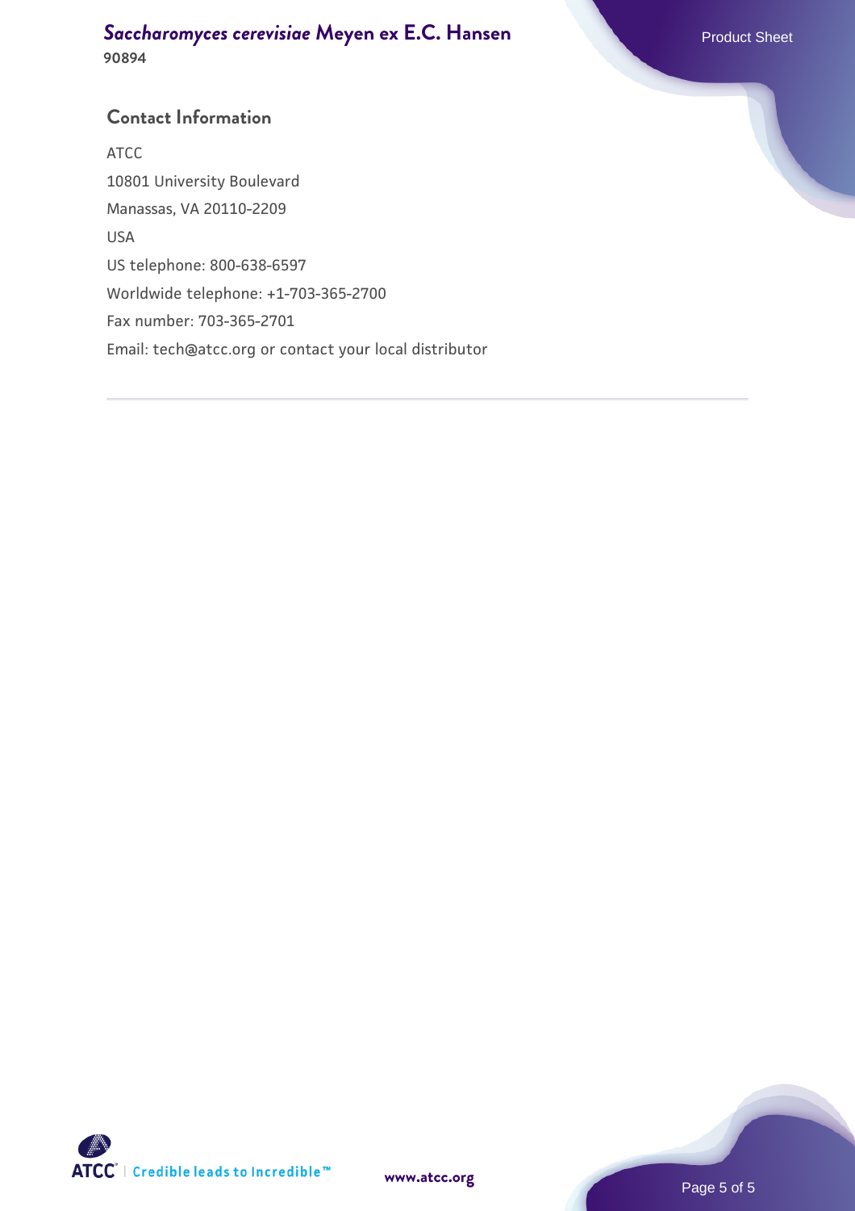## Contact Information

ATCC

10801 University Boulevard

Manassas, VA 20110-2209

USA

US telephone: 800-638-6597

Worldwide telephone: +1-703-365-2700

Fax number: 703-365-2701

Email: tech@atcc.org or contact your local distributor